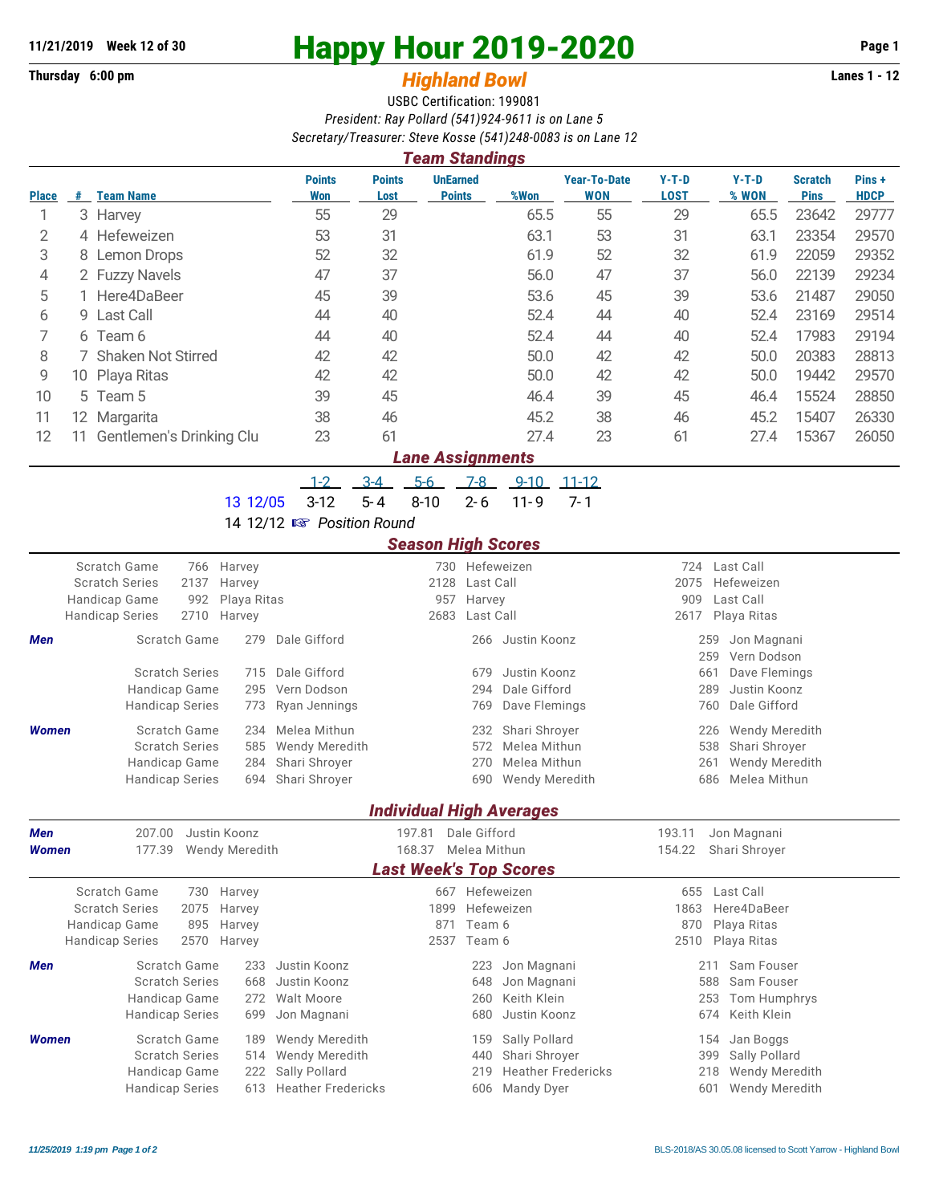**11/21/2019 Week 12 of 30**

# Happy Hour 2019-2020

**Thursday 6:00 pm**

## *Highland Bowl*

**Lanes 1 - 12**

USBC Certification: 199081

*President: Ray Pollard (541)924-9611 is on Lane 5*

*Secretary/Treasurer: Steve Kosse (541)248-0083 is on Lane 12*

## *Team Standings*

| Place | # | Team Name | Points Won | Points Lost | UnEarned Points | %Won | Year-To-Date WON | Y-T-D LOST | Y-T-D % WON | Scratch Pins | Pins + HDCP |
|---|---|---|---|---|---|---|---|---|---|---|---|
| 1 | 3 | Harvey | 55 | 29 | | 65.5 | 55 | 29 | 65.5 | 23642 | 29777 |
| 2 | 4 | Hefeweizen | 53 | 31 | | 63.1 | 53 | 31 | 63.1 | 23354 | 29570 |
| 3 | 8 | Lemon Drops | 52 | 32 | | 61.9 | 52 | 32 | 61.9 | 22059 | 29352 |
| 4 | 2 | Fuzzy Navels | 47 | 37 | | 56.0 | 47 | 37 | 56.0 | 22139 | 29234 |
| 5 | 1 | Here4DaBeer | 45 | 39 | | 53.6 | 45 | 39 | 53.6 | 21487 | 29050 |
| 6 | 9 | Last Call | 44 | 40 | | 52.4 | 44 | 40 | 52.4 | 23169 | 29514 |
| 7 | 6 | Team 6 | 44 | 40 | | 52.4 | 44 | 40 | 52.4 | 17983 | 29194 |
| 8 | 7 | Shaken Not Stirred | 42 | 42 | | 50.0 | 42 | 42 | 50.0 | 20383 | 28813 |
| 9 | 10 | Playa Ritas | 42 | 42 | | 50.0 | 42 | 42 | 50.0 | 19442 | 29570 |
| 10 | 5 | Team 5 | 39 | 45 | | 46.4 | 39 | 45 | 46.4 | 15524 | 28850 |
| 11 | 12 | Margarita | 38 | 46 | | 45.2 | 38 | 46 | 45.2 | 15407 | 26330 |
| 12 | 11 | Gentlemen's Drinking Clu | 23 | 61 | | 27.4 | 23 | 61 | 27.4 | 15367 | 26050 |

## *Lane Assignments*

| | 1-2 | 3-4 | 5-6 | 7-8 | 9-10 | 11-12 |
|---|---|---|---|---|---|---|
| 13 12/05 | 3-12 | 5- 4 | 8-10 | 2- 6 | 11- 9 | 7- 1 |
| 14 12/12 ☞ *Position Round* | | | | | | |

## *Season High Scores*

| | | | | | | |
|---|---|---|---|---|---|---|
| Scratch Game | 766 | Harvey | 730 | Hefeweizen | 724 | Last Call |
| Scratch Series | 2137 | Harvey | 2128 | Last Call | 2075 | Hefeweizen |
| Handicap Game | 992 | Playa Ritas | 957 | Harvey | 909 | Last Call |
| Handicap Series | 2710 | Harvey | 2683 | Last Call | 2617 | Playa Ritas |

| | | | | | | | |
|---|---|---|---|---|---|---|---|
| ***Men*** | Scratch Game | 279 | Dale Gifford | 266 | Justin Koonz | 259 | Jon Magnani |
| | | | | | | 259 | Vern Dodson |
| | Scratch Series | 715 | Dale Gifford | 679 | Justin Koonz | 661 | Dave Flemings |
| | Handicap Game | 295 | Vern Dodson | 294 | Dale Gifford | 289 | Justin Koonz |
| | Handicap Series | 773 | Ryan Jennings | 769 | Dave Flemings | 760 | Dale Gifford |
| ***Women*** | Scratch Game | 234 | Melea Mithun | 232 | Shari Shroyer | 226 | Wendy Meredith |
| | Scratch Series | 585 | Wendy Meredith | 572 | Melea Mithun | 538 | Shari Shroyer |
| | Handicap Game | 284 | Shari Shroyer | 270 | Melea Mithun | 261 | Wendy Meredith |
| | Handicap Series | 694 | Shari Shroyer | 690 | Wendy Meredith | 686 | Melea Mithun |

## *Individual High Averages*

| | | | | | | |
|---|---|---|---|---|---|---|
| ***Men*** | 207.00 | Justin Koonz | 197.81 | Dale Gifford | 193.11 | Jon Magnani |
| ***Women*** | 177.39 | Wendy Meredith | 168.37 | Melea Mithun | 154.22 | Shari Shroyer |

## *Last Week's Top Scores*

| | | | | | | |
|---|---|---|---|---|---|---|
| Scratch Game | 730 | Harvey | 667 | Hefeweizen | 655 | Last Call |
| Scratch Series | 2075 | Harvey | 1899 | Hefeweizen | 1863 | Here4DaBeer |
| Handicap Game | 895 | Harvey | 871 | Team 6 | 870 | Playa Ritas |
| Handicap Series | 2570 | Harvey | 2537 | Team 6 | 2510 | Playa Ritas |

| | | | | | | | |
|---|---|---|---|---|---|---|---|
| ***Men*** | Scratch Game | 233 | Justin Koonz | 223 | Jon Magnani | 211 | Sam Fouser |
| | Scratch Series | 668 | Justin Koonz | 648 | Jon Magnani | 588 | Sam Fouser |
| | Handicap Game | 272 | Walt Moore | 260 | Keith Klein | 253 | Tom Humphrys |
| | Handicap Series | 699 | Jon Magnani | 680 | Justin Koonz | 674 | Keith Klein |
| ***Women*** | Scratch Game | 189 | Wendy Meredith | 159 | Sally Pollard | 154 | Jan Boggs |
| | Scratch Series | 514 | Wendy Meredith | 440 | Shari Shroyer | 399 | Sally Pollard |
| | Handicap Game | 222 | Sally Pollard | 219 | Heather Fredericks | 218 | Wendy Meredith |
| | Handicap Series | 613 | Heather Fredericks | 606 | Mandy Dyer | 601 | Wendy Meredith |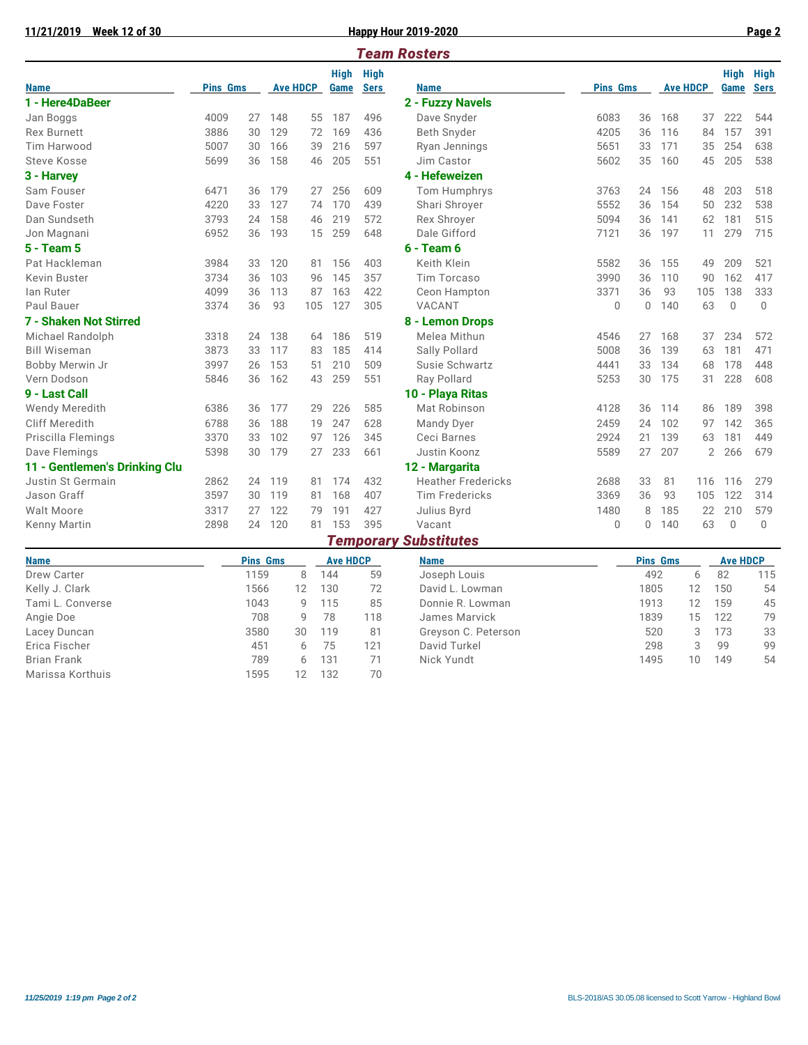## Team Rosters

| Name | Pins | Gms | Ave | HDCP | High Game | High Sers |
|---|---|---|---|---|---|---|
| **1 - Here4DaBeer** | | | | | | |
| Jan Boggs | 4009 | 27 | 148 | 55 | 187 | 496 |
| Rex Burnett | 3886 | 30 | 129 | 72 | 169 | 436 |
| Tim Harwood | 5007 | 30 | 166 | 39 | 216 | 597 |
| Steve Kosse | 5699 | 36 | 158 | 46 | 205 | 551 |
| **3 - Harvey** | | | | | | |
| Sam Fouser | 6471 | 36 | 179 | 27 | 256 | 609 |
| Dave Foster | 4220 | 33 | 127 | 74 | 170 | 439 |
| Dan Sundseth | 3793 | 24 | 158 | 46 | 219 | 572 |
| Jon Magnani | 6952 | 36 | 193 | 15 | 259 | 648 |
| **5 - Team 5** | | | | | | |
| Pat Hackleman | 3984 | 33 | 120 | 81 | 156 | 403 |
| Kevin Buster | 3734 | 36 | 103 | 96 | 145 | 357 |
| Ian Ruter | 4099 | 36 | 113 | 87 | 163 | 422 |
| Paul Bauer | 3374 | 36 | 93 | 105 | 127 | 305 |
| **7 - Shaken Not Stirred** | | | | | | |
| Michael Randolph | 3318 | 24 | 138 | 64 | 186 | 519 |
| Bill Wiseman | 3873 | 33 | 117 | 83 | 185 | 414 |
| Bobby Merwin Jr | 3997 | 26 | 153 | 51 | 210 | 509 |
| Vern Dodson | 5846 | 36 | 162 | 43 | 259 | 551 |
| **9 - Last Call** | | | | | | |
| Wendy Meredith | 6386 | 36 | 177 | 29 | 226 | 585 |
| Cliff Meredith | 6788 | 36 | 188 | 19 | 247 | 628 |
| Priscilla Flemings | 3370 | 33 | 102 | 97 | 126 | 345 |
| Dave Flemings | 5398 | 30 | 179 | 27 | 233 | 661 |
| **11 - Gentlemen's Drinking Clu** | | | | | | |
| Justin St Germain | 2862 | 24 | 119 | 81 | 174 | 432 |
| Jason Graff | 3597 | 30 | 119 | 81 | 168 | 407 |
| Walt Moore | 3317 | 27 | 122 | 79 | 191 | 427 |
| Kenny Martin | 2898 | 24 | 120 | 81 | 153 | 395 |

| Name | Pins | Gms | Ave | HDCP | High Game | High Sers |
|---|---|---|---|---|---|---|
| **2 - Fuzzy Navels** | | | | | | |
| Dave Snyder | 6083 | 36 | 168 | 37 | 222 | 544 |
| Beth Snyder | 4205 | 36 | 116 | 84 | 157 | 391 |
| Ryan Jennings | 5651 | 33 | 171 | 35 | 254 | 638 |
| Jim Castor | 5602 | 35 | 160 | 45 | 205 | 538 |
| **4 - Hefeweizen** | | | | | | |
| Tom Humphrys | 3763 | 24 | 156 | 48 | 203 | 518 |
| Shari Shroyer | 5552 | 36 | 154 | 50 | 232 | 538 |
| Rex Shroyer | 5094 | 36 | 141 | 62 | 181 | 515 |
| Dale Gifford | 7121 | 36 | 197 | 11 | 279 | 715 |
| **6 - Team 6** | | | | | | |
| Keith Klein | 5582 | 36 | 155 | 49 | 209 | 521 |
| Tim Torcaso | 3990 | 36 | 110 | 90 | 162 | 417 |
| Ceon Hampton | 3371 | 36 | 93 | 105 | 138 | 333 |
| VACANT | 0 | 0 | 140 | 63 | 0 | 0 |
| **8 - Lemon Drops** | | | | | | |
| Melea Mithun | 4546 | 27 | 168 | 37 | 234 | 572 |
| Sally Pollard | 5008 | 36 | 139 | 63 | 181 | 471 |
| Susie Schwartz | 4441 | 33 | 134 | 68 | 178 | 448 |
| Ray Pollard | 5253 | 30 | 175 | 31 | 228 | 608 |
| **10 - Playa Ritas** | | | | | | |
| Mat Robinson | 4128 | 36 | 114 | 86 | 189 | 398 |
| Mandy Dyer | 2459 | 24 | 102 | 97 | 142 | 365 |
| Ceci Barnes | 2924 | 21 | 139 | 63 | 181 | 449 |
| Justin Koonz | 5589 | 27 | 207 | 2 | 266 | 679 |
| **12 - Margarita** | | | | | | |
| Heather Fredericks | 2688 | 33 | 81 | 116 | 116 | 279 |
| Tim Fredericks | 3369 | 36 | 93 | 105 | 122 | 314 |
| Julius Byrd | 1480 | 8 | 185 | 22 | 210 | 579 |
| Vacant | 0 | 0 | 140 | 63 | 0 | 0 |

## Temporary Substitutes

| Name | Pins | Gms | Ave | HDCP |
|---|---|---|---|---|
| Drew Carter | 1159 | 8 | 144 | 59 |
| Kelly J. Clark | 1566 | 12 | 130 | 72 |
| Tami L. Converse | 1043 | 9 | 115 | 85 |
| Angie Doe | 708 | 9 | 78 | 118 |
| Lacey Duncan | 3580 | 30 | 119 | 81 |
| Erica Fischer | 451 | 6 | 75 | 121 |
| Brian Frank | 789 | 6 | 131 | 71 |
| Marissa Korthuis | 1595 | 12 | 132 | 70 |
| Joseph Louis | 492 | 6 | 82 | 115 |
| David L. Lowman | 1805 | 12 | 150 | 54 |
| Donnie R. Lowman | 1913 | 12 | 159 | 45 |
| James Marvick | 1839 | 15 | 122 | 79 |
| Greyson C. Peterson | 520 | 3 | 173 | 33 |
| David Turkel | 298 | 3 | 99 | 99 |
| Nick Yundt | 1495 | 10 | 149 | 54 |